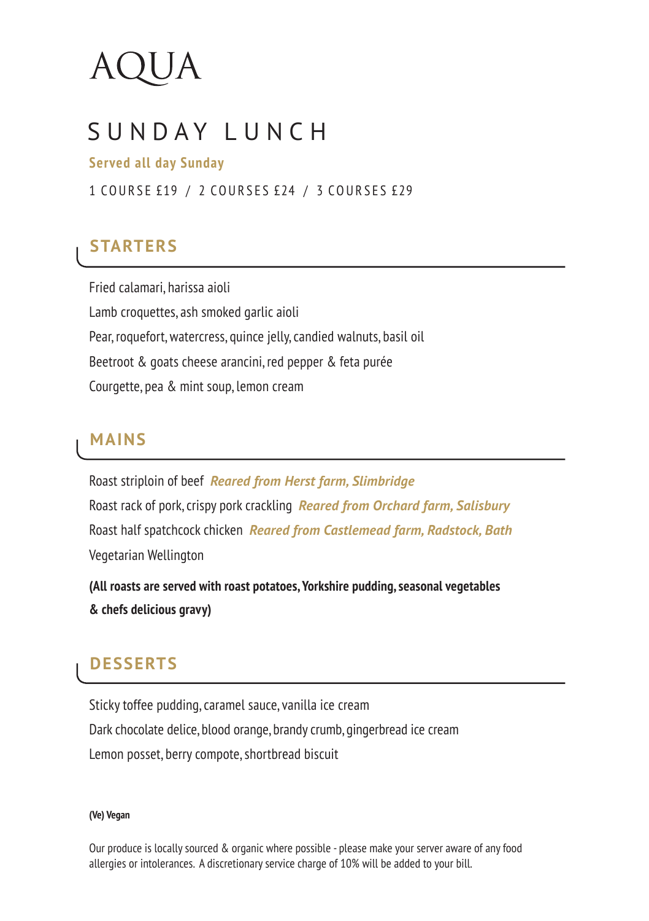# AQUA

## SUNDAY LUNCH

**Served all day Sunday**

1 COURSE £19 / 2 COURSES £24 / 3 COURSES £29

### STARTERS

Fried calamari, harissa aioli

Lamb croquettes, ash smoked garlic aioli

Pear, roquefort, watercress, quince jelly, candied walnuts, basil oil

Beetroot & goats cheese arancini, red pepper & feta purée

Courgette, pea & mint soup, lemon cream

### MAINS

Roast striploin of beef ***Reared from Herst farm, Slimbridge***

Roast rack of pork, crispy pork crackling ***Reared from Orchard farm, Salisbury***

Roast half spatchcock chicken ***Reared from Castlemead farm, Radstock, Bath***

Vegetarian Wellington

**(All roasts are served with roast potatoes, Yorkshire pudding, seasonal vegetables & chefs delicious gravy)**

### DESSERTS

Sticky toffee pudding, caramel sauce, vanilla ice cream

Dark chocolate delice, blood orange, brandy crumb, gingerbread ice cream

Lemon posset, berry compote, shortbread biscuit

**(Ve) Vegan**

Our produce is locally sourced & organic where possible - please make your server aware of any food allergies or intolerances. A discretionary service charge of 10% will be added to your bill.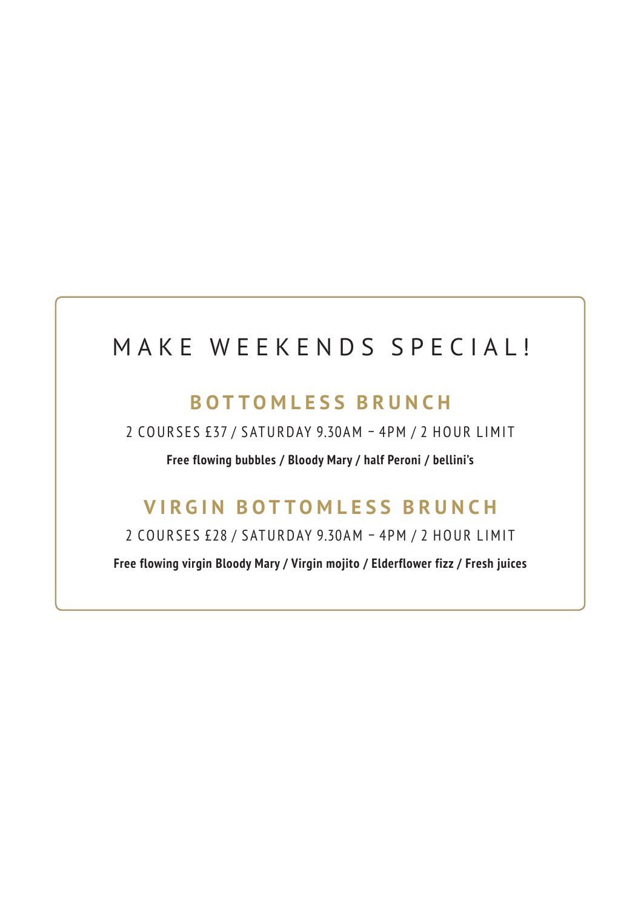# MAKE WEEKENDS SPECIAL!

## BOTTOMLESS BRUNCH

2 COURSES £37 / SATURDAY 9.30AM – 4PM / 2 HOUR LIMIT

**Free flowing bubbles / Bloody Mary / half Peroni / bellini's**

## VIRGIN BOTTOMLESS BRUNCH

2 COURSES £28 / SATURDAY 9.30AM – 4PM / 2 HOUR LIMIT

**Free flowing virgin Bloody Mary / Virgin mojito / Elderflower fizz / Fresh juices**